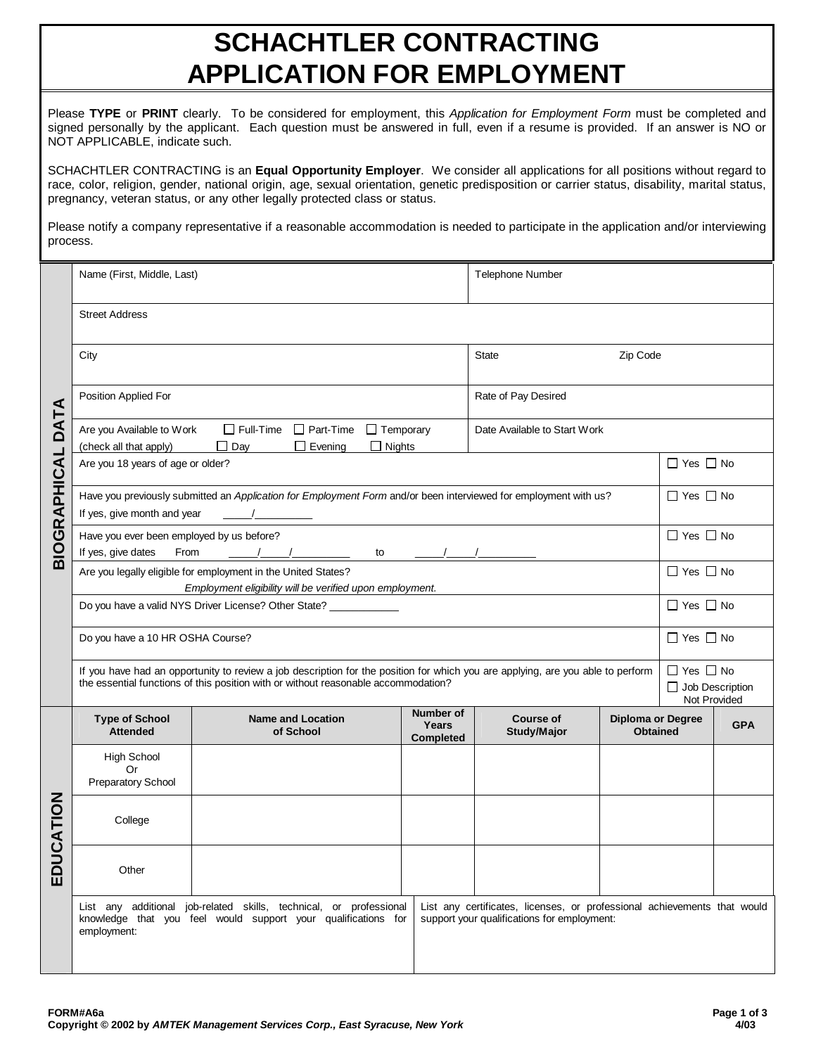# SCHACHTLER CONTRACTING
# APPLICATION FOR EMPLOYMENT

Please **TYPE** or **PRINT** clearly. To be considered for employment, this *Application for Employment Form* must be completed and signed personally by the applicant. Each question must be answered in full, even if a resume is provided. If an answer is NO or NOT APPLICABLE, indicate such.

SCHACHTLER CONTRACTING is an **Equal Opportunity Employer**. We consider all applications for all positions without regard to race, color, religion, gender, national origin, age, sexual orientation, genetic predisposition or carrier status, disability, marital status, pregnancy, veteran status, or any other legally protected class or status.

Please notify a company representative if a reasonable accommodation is needed to participate in the application and/or interviewing process.

## BIOGRAPHICAL DATA

| | |
|---|---|
| Name (First, Middle, Last) | Telephone Number |
| Street Address | |
| City | State Zip Code |
| Position Applied For | Rate of Pay Desired |
| Are you Available to Work (check all that apply) ☐ Full-Time ☐ Part-Time ☐ Temporary ☐ Day ☐ Evening ☐ Nights | Date Available to Start Work |

| | |
|---|---|
| Are you 18 years of age or older? | ☐ Yes ☐ No |
| Have you previously submitted an *Application for Employment Form* and/or been interviewed for employment with us? If yes, give month and year \_\_\_\_/\_\_\_\_\_\_\_\_\_ | ☐ Yes ☐ No |
| Have you ever been employed by us before? If yes, give dates From \_\_\_\_/\_\_\_\_/\_\_\_\_\_\_\_\_\_ to \_\_\_\_/\_\_\_\_/\_\_\_\_\_\_\_\_\_ | ☐ Yes ☐ No |
| Are you legally eligible for employment in the United States? *Employment eligibility will be verified upon employment.* | ☐ Yes ☐ No |
| Do you have a valid NYS Driver License? Other State? \_\_\_\_\_\_\_\_\_\_\_ | ☐ Yes ☐ No |
| Do you have a 10 HR OSHA Course? | ☐ Yes ☐ No |
| If you have had an opportunity to review a job description for the position for which you are applying, are you able to perform the essential functions of this position with or without reasonable accommodation? | ☐ Yes ☐ No ☐ Job Description Not Provided |

## EDUCATION

| Type of School Attended | Name and Location of School | Number of Years Completed | Course of Study/Major | Diploma or Degree Obtained | GPA |
|---|---|---|---|---|---|
| High School Or Preparatory School | | | | | |
| College | | | | | |
| Other | | | | | |

| | |
|---|---|
| List any additional job-related skills, technical, or professional knowledge that you feel would support your qualifications for employment: | List any certificates, licenses, or professional achievements that would support your qualifications for employment: |

FORM#A6a
Copyright © 2002 by *AMTEK Management Services Corp., East Syracuse, New York*
4/03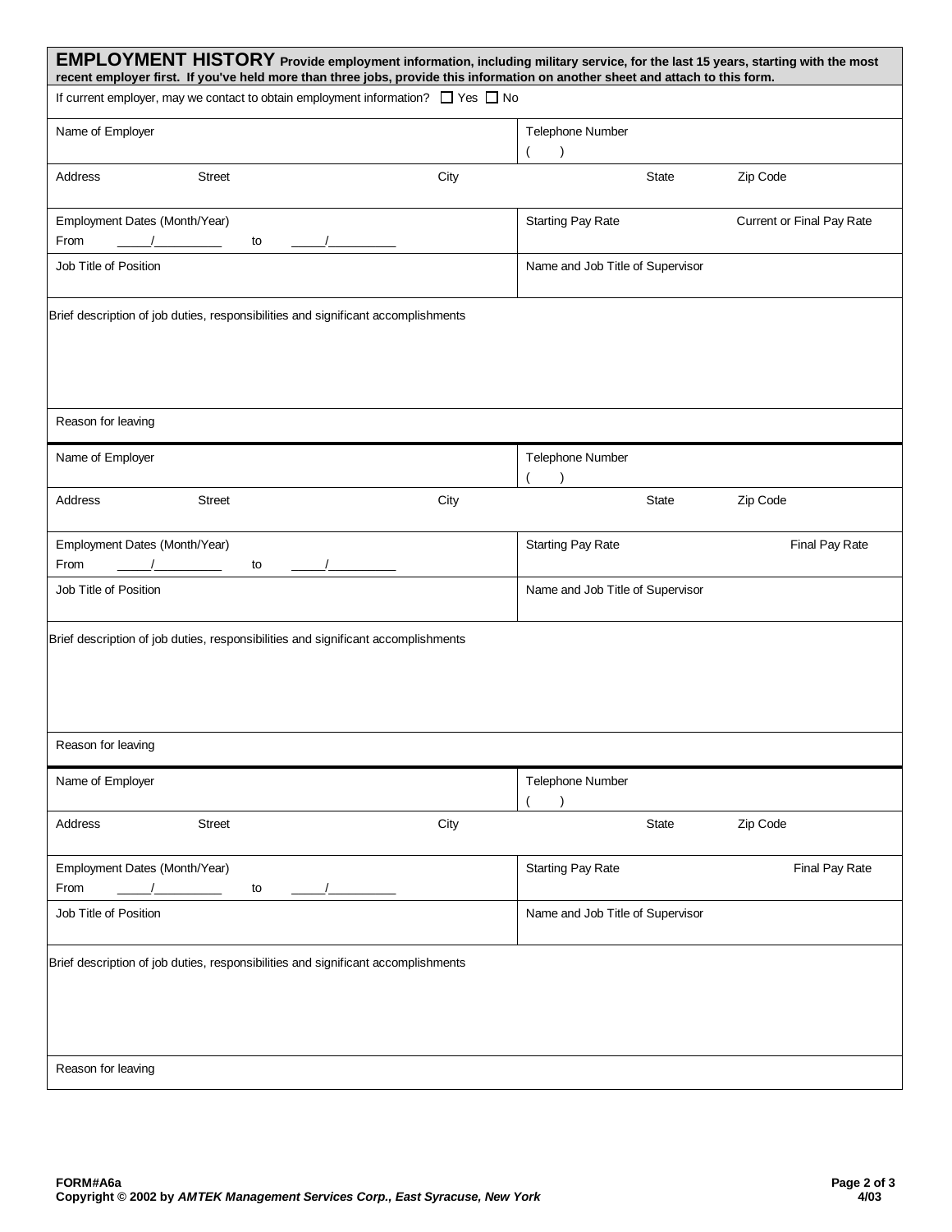## EMPLOYMENT HISTORY

**Provide employment information, including military service, for the last 15 years, starting with the most recent employer first. If you've held more than three jobs, provide this information on another sheet and attach to this form.**

If current employer, may we contact to obtain employment information? ☐ Yes ☐ No

| Name of Employer | | Telephone Number ( ) | |
|---|---|---|---|
| Address Street | City | State | Zip Code |
| Employment Dates (Month/Year) From \_\_\_\_\_/\_\_\_\_\_\_\_\_\_\_ to \_\_\_\_\_/\_\_\_\_\_\_\_\_\_\_ | | Starting Pay Rate | Current or Final Pay Rate |
| Job Title of Position | | Name and Job Title of Supervisor | |
| Brief description of job duties, responsibilities and significant accomplishments | | | |
| Reason for leaving | | | |

| Name of Employer | | Telephone Number ( ) | |
|---|---|---|---|
| Address Street | City | State | Zip Code |
| Employment Dates (Month/Year) From \_\_\_\_\_/\_\_\_\_\_\_\_\_\_\_ to \_\_\_\_\_/\_\_\_\_\_\_\_\_\_\_ | | Starting Pay Rate | Final Pay Rate |
| Job Title of Position | | Name and Job Title of Supervisor | |
| Brief description of job duties, responsibilities and significant accomplishments | | | |
| Reason for leaving | | | |

| Name of Employer | | Telephone Number ( ) | |
|---|---|---|---|
| Address Street | City | State | Zip Code |
| Employment Dates (Month/Year) From \_\_\_\_\_/\_\_\_\_\_\_\_\_\_\_ to \_\_\_\_\_/\_\_\_\_\_\_\_\_\_\_ | | Starting Pay Rate | Final Pay Rate |
| Job Title of Position | | Name and Job Title of Supervisor | |
| Brief description of job duties, responsibilities and significant accomplishments | | | |
| Reason for leaving | | | |

**FORM#A6a**
**Copyright © 2002 by *AMTEK Management Services Corp., East Syracuse, New York***
**4/03**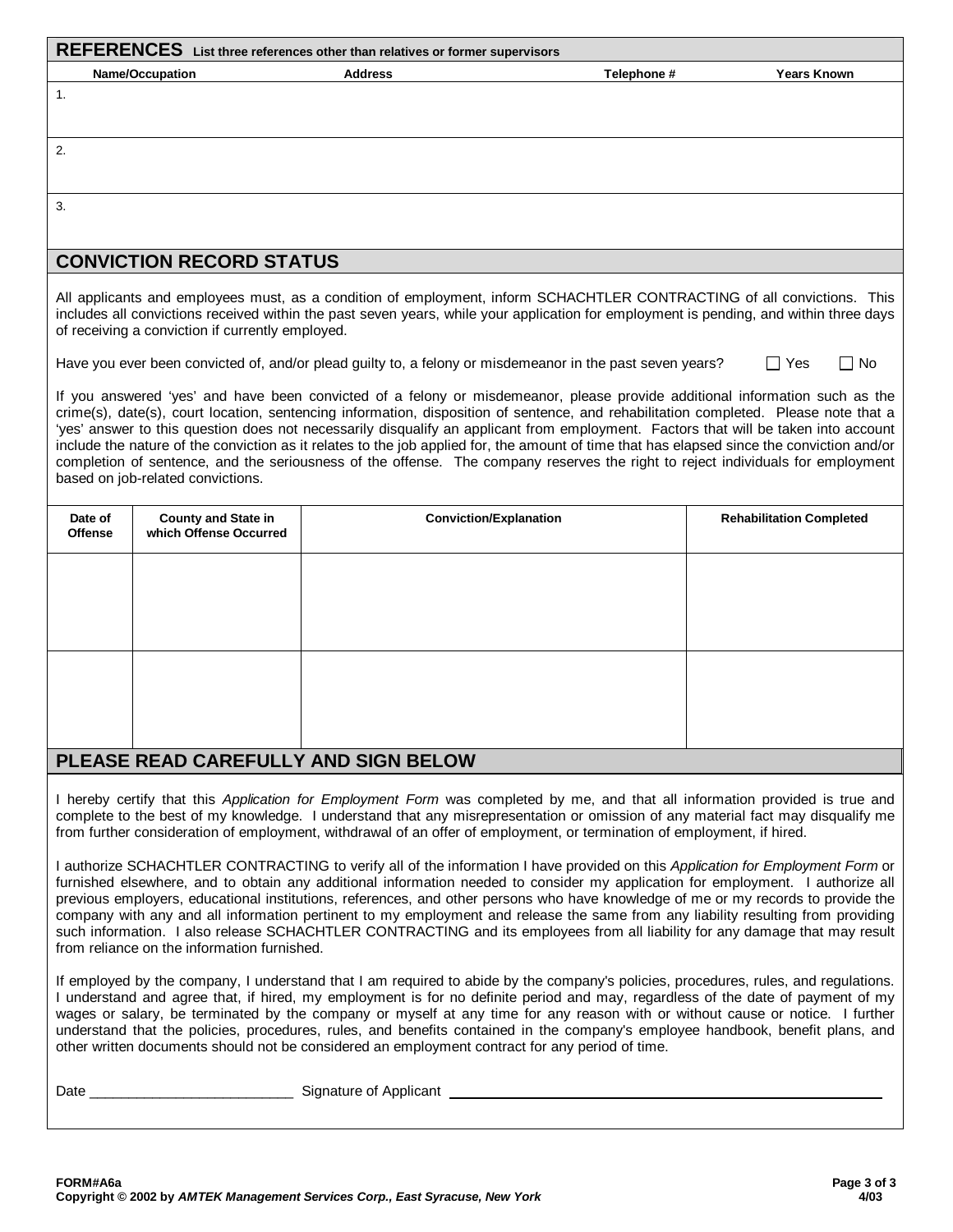## REFERENCES List three references other than relatives or former supervisors

| Name/Occupation | Address | Telephone # | Years Known |
|---|---|---|---|
| 1. | | | |
| 2. | | | |
| 3. | | | |

## CONVICTION RECORD STATUS

All applicants and employees must, as a condition of employment, inform SCHACHTLER CONTRACTING of all convictions. This includes all convictions received within the past seven years, while your application for employment is pending, and within three days of receiving a conviction if currently employed.

Have you ever been convicted of, and/or plead guilty to, a felony or misdemeanor in the past seven years? ☐ Yes ☐ No

If you answered 'yes' and have been convicted of a felony or misdemeanor, please provide additional information such as the crime(s), date(s), court location, sentencing information, disposition of sentence, and rehabilitation completed. Please note that a 'yes' answer to this question does not necessarily disqualify an applicant from employment. Factors that will be taken into account include the nature of the conviction as it relates to the job applied for, the amount of time that has elapsed since the conviction and/or completion of sentence, and the seriousness of the offense. The company reserves the right to reject individuals for employment based on job-related convictions.

| Date of Offense | County and State in which Offense Occurred | Conviction/Explanation | Rehabilitation Completed |
|---|---|---|---|
| | | | |
| | | | |

## PLEASE READ CAREFULLY AND SIGN BELOW

I hereby certify that this *Application for Employment Form* was completed by me, and that all information provided is true and complete to the best of my knowledge. I understand that any misrepresentation or omission of any material fact may disqualify me from further consideration of employment, withdrawal of an offer of employment, or termination of employment, if hired.

I authorize SCHACHTLER CONTRACTING to verify all of the information I have provided on this *Application for Employment Form* or furnished elsewhere, and to obtain any additional information needed to consider my application for employment. I authorize all previous employers, educational institutions, references, and other persons who have knowledge of me or my records to provide the company with any and all information pertinent to my employment and release the same from any liability resulting from providing such information. I also release SCHACHTLER CONTRACTING and its employees from all liability for any damage that may result from reliance on the information furnished.

If employed by the company, I understand that I am required to abide by the company's policies, procedures, rules, and regulations. I understand and agree that, if hired, my employment is for no definite period and may, regardless of the date of payment of my wages or salary, be terminated by the company or myself at any time for any reason with or without cause or notice. I further understand that the policies, procedures, rules, and benefits contained in the company's employee handbook, benefit plans, and other written documents should not be considered an employment contract for any period of time.

Date _________________________ Signature of Applicant _________________________

**FORM#A6a**
**Copyright © 2002 by *AMTEK Management Services Corp., East Syracuse, New York***

**4/03**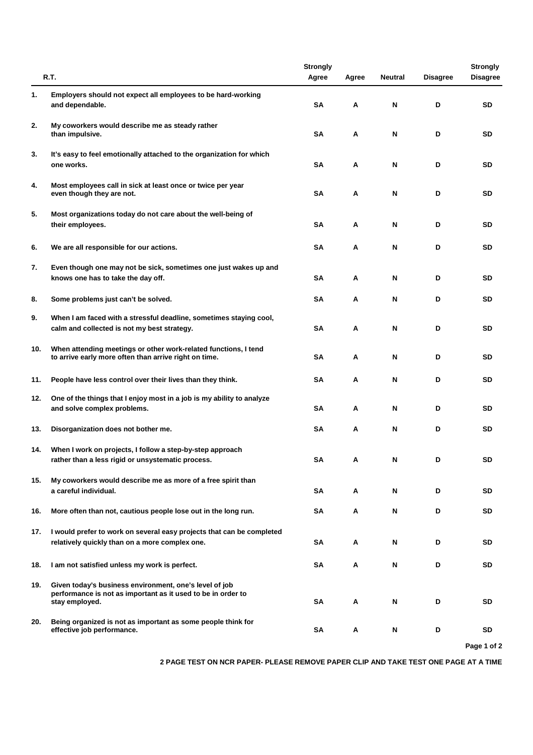| | R.T. | Strongly Agree | Agree | Neutral | Disagree | Strongly Disagree |
|---|---|---|---|---|---|---|
| 1. | Employers should not expect all employees to be hard-working and dependable. | SA | A | N | D | SD |
| 2. | My coworkers would describe me as steady rather than impulsive. | SA | A | N | D | SD |
| 3. | It's easy to feel emotionally attached to the organization for which one works. | SA | A | N | D | SD |
| 4. | Most employees call in sick at least once or twice per year even though they are not. | SA | A | N | D | SD |
| 5. | Most organizations today do not care about the well-being of their employees. | SA | A | N | D | SD |
| 6. | We are all responsible for our actions. | SA | A | N | D | SD |
| 7. | Even though one may not be sick, sometimes one just wakes up and knows one has to take the day off. | SA | A | N | D | SD |
| 8. | Some problems just can't be solved. | SA | A | N | D | SD |
| 9. | When I am faced with a stressful deadline, sometimes staying cool, calm and collected is not my best strategy. | SA | A | N | D | SD |
| 10. | When attending meetings or other work-related functions, I tend to arrive early more often than arrive right on time. | SA | A | N | D | SD |
| 11. | People have less control over their lives than they think. | SA | A | N | D | SD |
| 12. | One of the things that I enjoy most in a job is my ability to analyze and solve complex problems. | SA | A | N | D | SD |
| 13. | Disorganization does not bother me. | SA | A | N | D | SD |
| 14. | When I work on projects, I follow a step-by-step approach rather than a less rigid or unsystematic process. | SA | A | N | D | SD |
| 15. | My coworkers would describe me as more of a free spirit than a careful individual. | SA | A | N | D | SD |
| 16. | More often than not, cautious people lose out in the long run. | SA | A | N | D | SD |
| 17. | I would prefer to work on several easy projects that can be completed relatively quickly than on a more complex one. | SA | A | N | D | SD |
| 18. | I am not satisfied unless my work is perfect. | SA | A | N | D | SD |
| 19. | Given today's business environment, one's level of job performance is not as important as it used to be in order to stay employed. | SA | A | N | D | SD |
| 20. | Being organized is not as important as some people think for effective job performance. | SA | A | N | D | SD |

**2 PAGE TEST ON NCR PAPER- PLEASE REMOVE PAPER CLIP AND TAKE TEST ONE PAGE AT A TIME**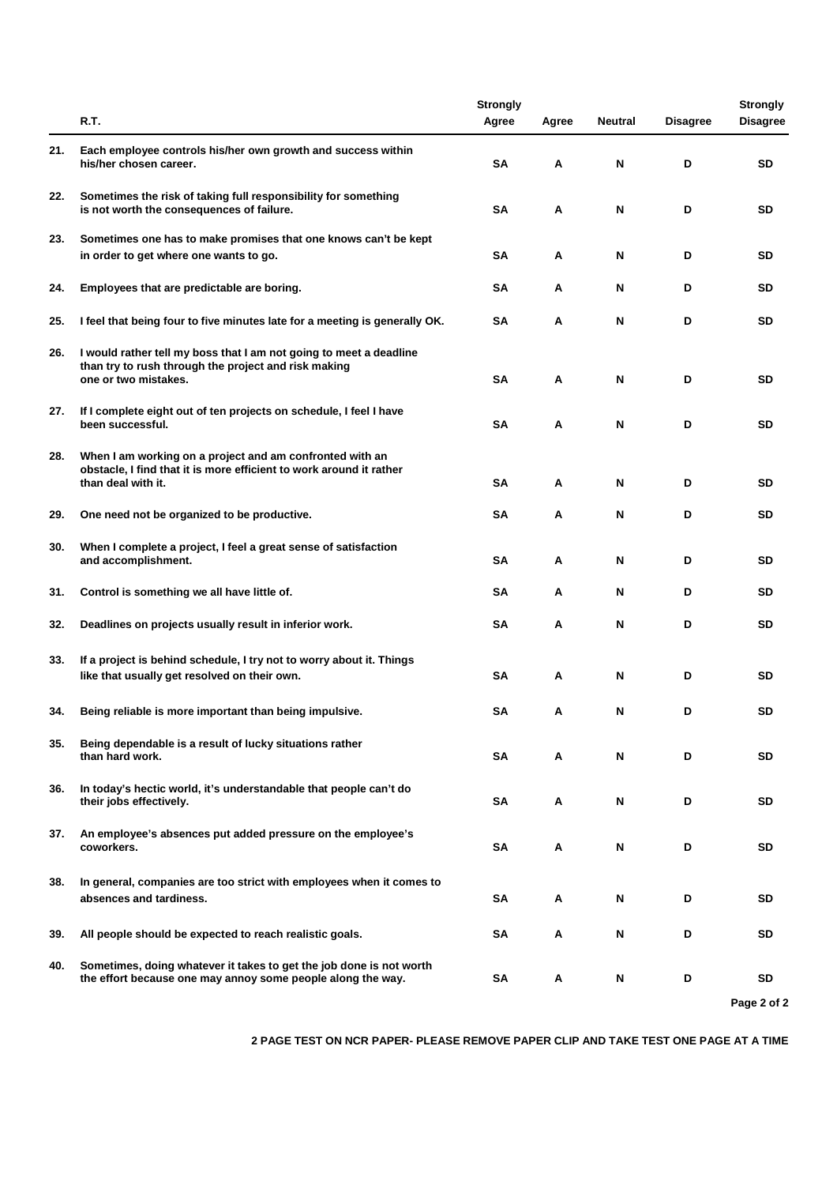| | R.T. | Strongly Agree | Agree | Neutral | Disagree | Strongly Disagree |
|---|---|---|---|---|---|---|
| 21. | Each employee controls his/her own growth and success within his/her chosen career. | SA | A | N | D | SD |
| 22. | Sometimes the risk of taking full responsibility for something is not worth the consequences of failure. | SA | A | N | D | SD |
| 23. | Sometimes one has to make promises that one knows can't be kept in order to get where one wants to go. | SA | A | N | D | SD |
| 24. | Employees that are predictable are boring. | SA | A | N | D | SD |
| 25. | I feel that being four to five minutes late for a meeting is generally OK. | SA | A | N | D | SD |
| 26. | I would rather tell my boss that I am not going to meet a deadline than try to rush through the project and risk making one or two mistakes. | SA | A | N | D | SD |
| 27. | If I complete eight out of ten projects on schedule, I feel I have been successful. | SA | A | N | D | SD |
| 28. | When I am working on a project and am confronted with an obstacle, I find that it is more efficient to work around it rather than deal with it. | SA | A | N | D | SD |
| 29. | One need not be organized to be productive. | SA | A | N | D | SD |
| 30. | When I complete a project, I feel a great sense of satisfaction and accomplishment. | SA | A | N | D | SD |
| 31. | Control is something we all have little of. | SA | A | N | D | SD |
| 32. | Deadlines on projects usually result in inferior work. | SA | A | N | D | SD |
| 33. | If a project is behind schedule, I try not to worry about it. Things like that usually get resolved on their own. | SA | A | N | D | SD |
| 34. | Being reliable is more important than being impulsive. | SA | A | N | D | SD |
| 35. | Being dependable is a result of lucky situations rather than hard work. | SA | A | N | D | SD |
| 36. | In today's hectic world, it's understandable that people can't do their jobs effectively. | SA | A | N | D | SD |
| 37. | An employee's absences put added pressure on the employee's coworkers. | SA | A | N | D | SD |
| 38. | In general, companies are too strict with employees when it comes to absences and tardiness. | SA | A | N | D | SD |
| 39. | All people should be expected to reach realistic goals. | SA | A | N | D | SD |
| 40. | Sometimes, doing whatever it takes to get the job done is not worth the effort because one may annoy some people along the way. | SA | A | N | D | SD |

**2 PAGE TEST ON NCR PAPER- PLEASE REMOVE PAPER CLIP AND TAKE TEST ONE PAGE AT A TIME**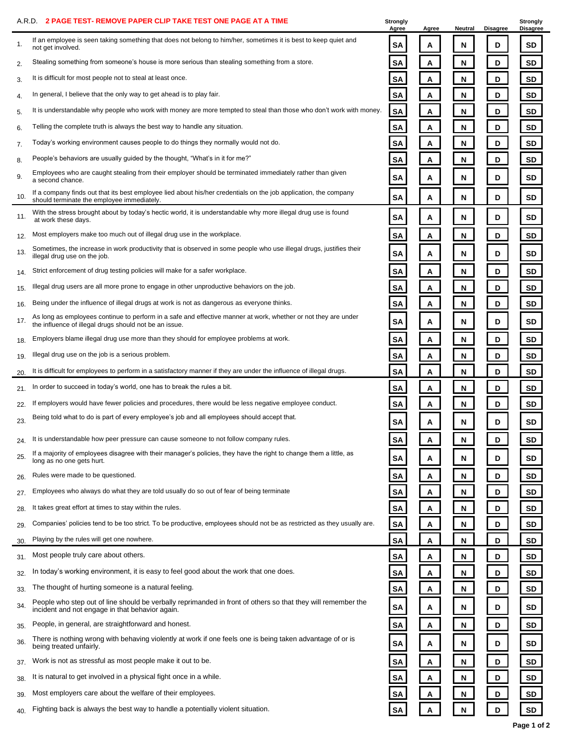A.R.D. **2 PAGE TEST- REMOVE PAPER CLIP TAKE TEST ONE PAGE AT A TIME**

| | | Strongly Agree | Agree | Neutral | Disagree | Strongly Disagree |
|---|---|---|---|---|---|---|
| 1. | If an employee is seen taking something that does not belong to him/her, sometimes it is best to keep quiet and not get involved. | SA | A | N | D | SD |
| 2. | Stealing something from someone's house is more serious than stealing something from a store. | SA | A | N | D | SD |
| 3. | It is difficult for most people not to steal at least once. | SA | A | N | D | SD |
| 4. | In general, I believe that the only way to get ahead is to play fair. | SA | A | N | D | SD |
| 5. | It is understandable why people who work with money are more tempted to steal than those who don't work with money. | SA | A | N | D | SD |
| 6. | Telling the complete truth is always the best way to handle any situation. | SA | A | N | D | SD |
| 7. | Today's working environment causes people to do things they normally would not do. | SA | A | N | D | SD |
| 8. | People's behaviors are usually guided by the thought, "What's in it for me?" | SA | A | N | D | SD |
| 9. | Employees who are caught stealing from their employer should be terminated immediately rather than given a second chance. | SA | A | N | D | SD |
| 10. | If a company finds out that its best employee lied about his/her credentials on the job application, the company should terminate the employee immediately. | SA | A | N | D | SD |
| 11. | With the stress brought about by today's hectic world, it is understandable why more illegal drug use is found at work these days. | SA | A | N | D | SD |
| 12. | Most employers make too much out of illegal drug use in the workplace. | SA | A | N | D | SD |
| 13. | Sometimes, the increase in work productivity that is observed in some people who use illegal drugs, justifies their illegal drug use on the job. | SA | A | N | D | SD |
| 14. | Strict enforcement of drug testing policies will make for a safer workplace. | SA | A | N | D | SD |
| 15. | Illegal drug users are all more prone to engage in other unproductive behaviors on the job. | SA | A | N | D | SD |
| 16. | Being under the influence of illegal drugs at work is not as dangerous as everyone thinks. | SA | A | N | D | SD |
| 17. | As long as employees continue to perform in a safe and effective manner at work, whether or not they are under the influence of illegal drugs should not be an issue. | SA | A | N | D | SD |
| 18. | Employers blame illegal drug use more than they should for employee problems at work. | SA | A | N | D | SD |
| 19. | Illegal drug use on the job is a serious problem. | SA | A | N | D | SD |
| 20. | It is difficult for employees to perform in a satisfactory manner if they are under the influence of illegal drugs. | SA | A | N | D | SD |
| 21. | In order to succeed in today's world, one has to break the rules a bit. | SA | A | N | D | SD |
| 22. | If employers would have fewer policies and procedures, there would be less negative employee conduct. | SA | A | N | D | SD |
| 23. | Being told what to do is part of every employee's job and all employees should accept that. | SA | A | N | D | SD |
| 24. | It is understandable how peer pressure can cause someone to not follow company rules. | SA | A | N | D | SD |
| 25. | If a majority of employees disagree with their manager's policies, they have the right to change them a little, as long as no one gets hurt. | SA | A | N | D | SD |
| 26. | Rules were made to be questioned. | SA | A | N | D | SD |
| 27. | Employees who always do what they are told usually do so out of fear of being terminate | SA | A | N | D | SD |
| 28. | It takes great effort at times to stay within the rules. | SA | A | N | D | SD |
| 29. | Companies' policies tend to be too strict. To be productive, employees should not be as restricted as they usually are. | SA | A | N | D | SD |
| 30. | Playing by the rules will get one nowhere. | SA | A | N | D | SD |
| 31. | Most people truly care about others. | SA | A | N | D | SD |
| 32. | In today's working environment, it is easy to feel good about the work that one does. | SA | A | N | D | SD |
| 33. | The thought of hurting someone is a natural feeling. | SA | A | N | D | SD |
| 34. | People who step out of line should be verbally reprimanded in front of others so that they will remember the incident and not engage in that behavior again. | SA | A | N | D | SD |
| 35. | People, in general, are straightforward and honest. | SA | A | N | D | SD |
| 36. | There is nothing wrong with behaving violently at work if one feels one is being taken advantage of or is being treated unfairly. | SA | A | N | D | SD |
| 37. | Work is not as stressful as most people make it out to be. | SA | A | N | D | SD |
| 38. | It is natural to get involved in a physical fight once in a while. | SA | A | N | D | SD |
| 39. | Most employers care about the welfare of their employees. | SA | A | N | D | SD |
| 40. | Fighting back is always the best way to handle a potentially violent situation. | SA | A | N | D | SD |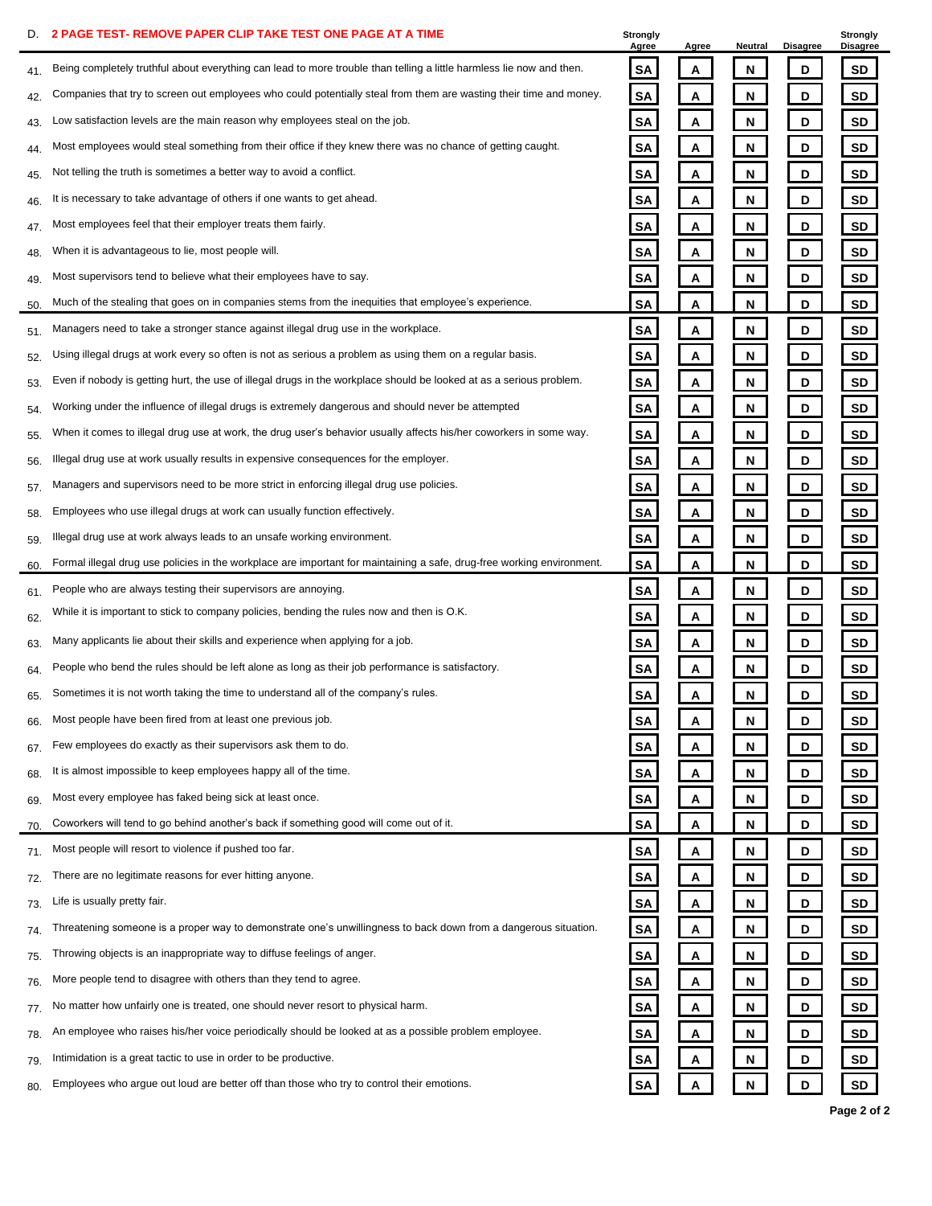D. **2 PAGE TEST- REMOVE PAPER CLIP TAKE TEST ONE PAGE AT A TIME**

| | | Strongly Agree | Agree | Neutral | Disagree | Strongly Disagree |
|---|---|---|---|---|---|---|
| 41. | Being completely truthful about everything can lead to more trouble than telling a little harmless lie now and then. | SA | A | N | D | SD |
| 42. | Companies that try to screen out employees who could potentially steal from them are wasting their time and money. | SA | A | N | D | SD |
| 43. | Low satisfaction levels are the main reason why employees steal on the job. | SA | A | N | D | SD |
| 44. | Most employees would steal something from their office if they knew there was no chance of getting caught. | SA | A | N | D | SD |
| 45. | Not telling the truth is sometimes a better way to avoid a conflict. | SA | A | N | D | SD |
| 46. | It is necessary to take advantage of others if one wants to get ahead. | SA | A | N | D | SD |
| 47. | Most employees feel that their employer treats them fairly. | SA | A | N | D | SD |
| 48. | When it is advantageous to lie, most people will. | SA | A | N | D | SD |
| 49. | Most supervisors tend to believe what their employees have to say. | SA | A | N | D | SD |
| 50. | Much of the stealing that goes on in companies stems from the inequities that employee's experience. | SA | A | N | D | SD |
| 51. | Managers need to take a stronger stance against illegal drug use in the workplace. | SA | A | N | D | SD |
| 52. | Using illegal drugs at work every so often is not as serious a problem as using them on a regular basis. | SA | A | N | D | SD |
| 53. | Even if nobody is getting hurt, the use of illegal drugs in the workplace should be looked at as a serious problem. | SA | A | N | D | SD |
| 54. | Working under the influence of illegal drugs is extremely dangerous and should never be attempted | SA | A | N | D | SD |
| 55. | When it comes to illegal drug use at work, the drug user's behavior usually affects his/her coworkers in some way. | SA | A | N | D | SD |
| 56. | Illegal drug use at work usually results in expensive consequences for the employer. | SA | A | N | D | SD |
| 57. | Managers and supervisors need to be more strict in enforcing illegal drug use policies. | SA | A | N | D | SD |
| 58. | Employees who use illegal drugs at work can usually function effectively. | SA | A | N | D | SD |
| 59. | Illegal drug use at work always leads to an unsafe working environment. | SA | A | N | D | SD |
| 60. | Formal illegal drug use policies in the workplace are important for maintaining a safe, drug-free working environment. | SA | A | N | D | SD |
| 61. | People who are always testing their supervisors are annoying. | SA | A | N | D | SD |
| 62. | While it is important to stick to company policies, bending the rules now and then is O.K. | SA | A | N | D | SD |
| 63. | Many applicants lie about their skills and experience when applying for a job. | SA | A | N | D | SD |
| 64. | People who bend the rules should be left alone as long as their job performance is satisfactory. | SA | A | N | D | SD |
| 65. | Sometimes it is not worth taking the time to understand all of the company's rules. | SA | A | N | D | SD |
| 66. | Most people have been fired from at least one previous job. | SA | A | N | D | SD |
| 67. | Few employees do exactly as their supervisors ask them to do. | SA | A | N | D | SD |
| 68. | It is almost impossible to keep employees happy all of the time. | SA | A | N | D | SD |
| 69. | Most every employee has faked being sick at least once. | SA | A | N | D | SD |
| 70. | Coworkers will tend to go behind another's back if something good will come out of it. | SA | A | N | D | SD |
| 71. | Most people will resort to violence if pushed too far. | SA | A | N | D | SD |
| 72. | There are no legitimate reasons for ever hitting anyone. | SA | A | N | D | SD |
| 73. | Life is usually pretty fair. | SA | A | N | D | SD |
| 74. | Threatening someone is a proper way to demonstrate one's unwillingness to back down from a dangerous situation. | SA | A | N | D | SD |
| 75. | Throwing objects is an inappropriate way to diffuse feelings of anger. | SA | A | N | D | SD |
| 76. | More people tend to disagree with others than they tend to agree. | SA | A | N | D | SD |
| 77. | No matter how unfairly one is treated, one should never resort to physical harm. | SA | A | N | D | SD |
| 78. | An employee who raises his/her voice periodically should be looked at as a possible problem employee. | SA | A | N | D | SD |
| 79. | Intimidation is a great tactic to use in order to be productive. | SA | A | N | D | SD |
| 80. | Employees who argue out loud are better off than those who try to control their emotions. | SA | A | N | D | SD |